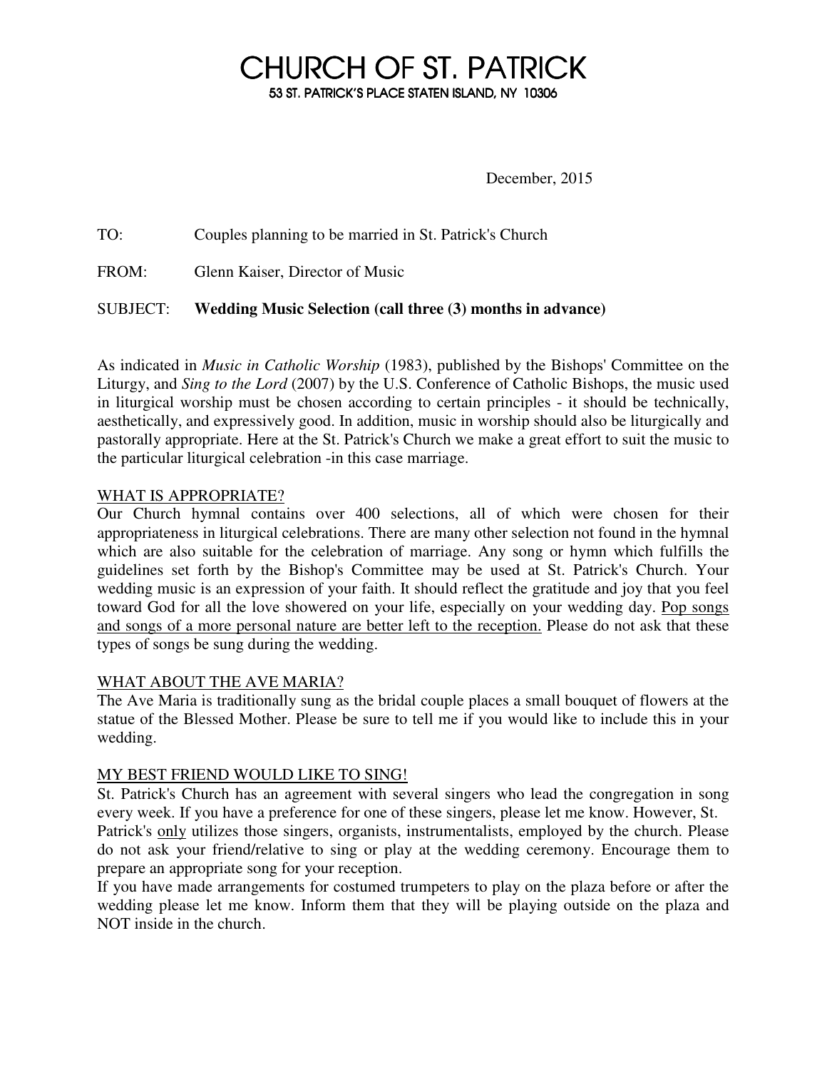# CHURCH OF ST. PATRICK

53 ST. PATRICK'S PLACE STATEN ISLAND, NY 10306

December, 2015

TO: Couples planning to be married in St. Patrick's Church

FROM: Glenn Kaiser, Director of Music

SUBJECT: **Wedding Music Selection (call three (3) months in advance)**

As indicated in *Music in Catholic Worship* (1983), published by the Bishops' Committee on the Liturgy, and *Sing to the Lord* (2007) by the U.S. Conference of Catholic Bishops, the music used in liturgical worship must be chosen according to certain principles - it should be technically, aesthetically, and expressively good. In addition, music in worship should also be liturgically and pastorally appropriate. Here at the St. Patrick's Church we make a great effort to suit the music to the particular liturgical celebration -in this case marriage.

## WHAT IS APPROPRIATE?

Our Church hymnal contains over 400 selections, all of which were chosen for their appropriateness in liturgical celebrations. There are many other selection not found in the hymnal which are also suitable for the celebration of marriage. Any song or hymn which fulfills the guidelines set forth by the Bishop's Committee may be used at St. Patrick's Church. Your wedding music is an expression of your faith. It should reflect the gratitude and joy that you feel toward God for all the love showered on your life, especially on your wedding day. Pop songs and songs of a more personal nature are better left to the reception. Please do not ask that these types of songs be sung during the wedding.

## WHAT ABOUT THE AVE MARIA?

The Ave Maria is traditionally sung as the bridal couple places a small bouquet of flowers at the statue of the Blessed Mother. Please be sure to tell me if you would like to include this in your wedding.

## MY BEST FRIEND WOULD LIKE TO SING!

St. Patrick's Church has an agreement with several singers who lead the congregation in song every week. If you have a preference for one of these singers, please let me know. However, St. Patrick's only utilizes those singers, organists, instrumentalists, employed by the church. Please do not ask your friend/relative to sing or play at the wedding ceremony. Encourage them to prepare an appropriate song for your reception.

If you have made arrangements for costumed trumpeters to play on the plaza before or after the wedding please let me know. Inform them that they will be playing outside on the plaza and NOT inside in the church.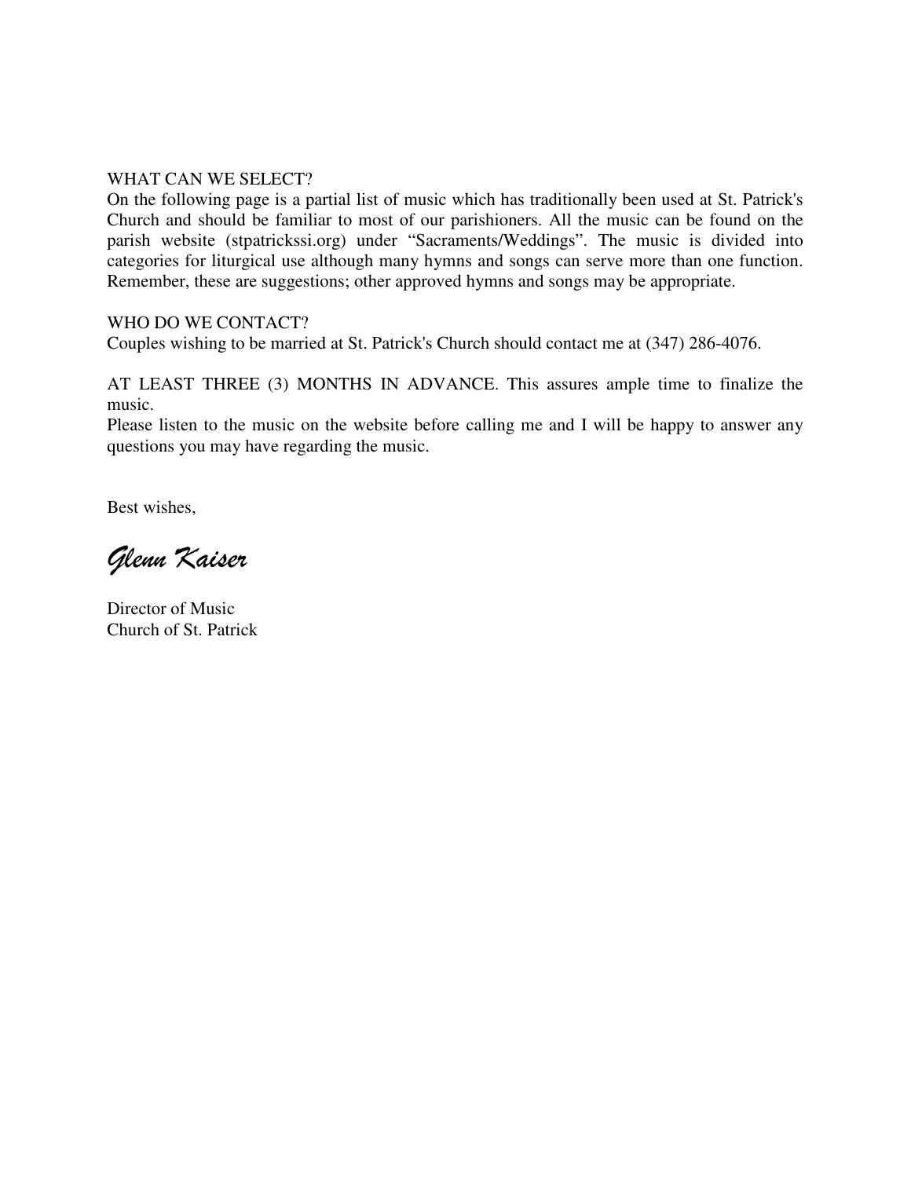## WHAT CAN WE SELECT?

On the following page is a partial list of music which has traditionally been used at St. Patrick's Church and should be familiar to most of our parishioners. All the music can be found on the parish website (stpatrickssi.org) under "Sacraments/Weddings". The music is divided into categories for liturgical use although many hymns and songs can serve more than one function. Remember, these are suggestions; other approved hymns and songs may be appropriate.

## WHO DO WE CONTACT?

Couples wishing to be married at St. Patrick's Church should contact me at (347) 286-4076.

AT LEAST THREE (3) MONTHS IN ADVANCE. This assures ample time to finalize the music.

Please listen to the music on the website before calling me and I will be happy to answer any questions you may have regarding the music.

Best wishes,

*Glenn Kaiser*

Director of Music
Church of St. Patrick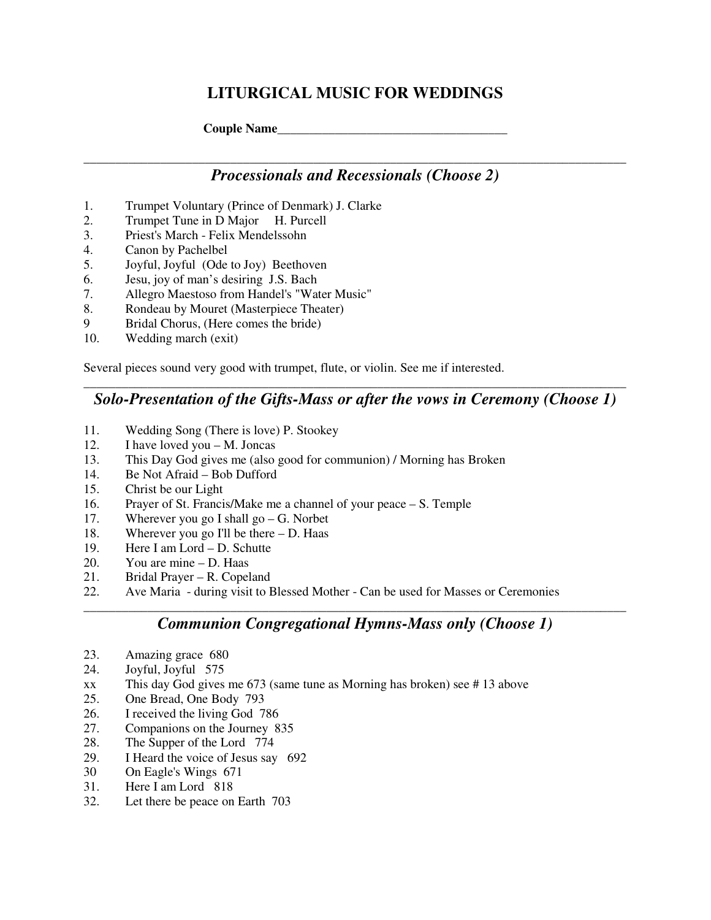# LITURGICAL MUSIC FOR WEDDINGS

**Couple Name**___________________________________

---

## *Processionals and Recessionals (Choose 2)*

1. Trumpet Voluntary (Prince of Denmark) J. Clarke
2. Trumpet Tune in D Major H. Purcell
3. Priest's March - Felix Mendelssohn
4. Canon by Pachelbel
5. Joyful, Joyful (Ode to Joy) Beethoven
6. Jesu, joy of man's desiring J.S. Bach
7. Allegro Maestoso from Handel's "Water Music"
8. Rondeau by Mouret (Masterpiece Theater)
9 Bridal Chorus, (Here comes the bride)
10. Wedding march (exit)

Several pieces sound very good with trumpet, flute, or violin. See me if interested.

---

## *Solo-Presentation of the Gifts-Mass or after the vows in Ceremony (Choose 1)*

11. Wedding Song (There is love) P. Stookey
12. I have loved you – M. Joncas
13. This Day God gives me (also good for communion) / Morning has Broken
14. Be Not Afraid – Bob Dufford
15. Christ be our Light
16. Prayer of St. Francis/Make me a channel of your peace – S. Temple
17. Wherever you go I shall go – G. Norbet
18. Wherever you go I'll be there – D. Haas
19. Here I am Lord – D. Schutte
20. You are mine – D. Haas
21. Bridal Prayer – R. Copeland
22. Ave Maria - during visit to Blessed Mother - Can be used for Masses or Ceremonies

---

## *Communion Congregational Hymns-Mass only (Choose 1)*

23. Amazing grace 680
24. Joyful, Joyful 575

xx This day God gives me 673 (same tune as Morning has broken) see # 13 above

25. One Bread, One Body 793
26. I received the living God 786
27. Companions on the Journey 835
28. The Supper of the Lord 774
29. I Heard the voice of Jesus say 692
30 On Eagle's Wings 671
31. Here I am Lord 818
32. Let there be peace on Earth 703